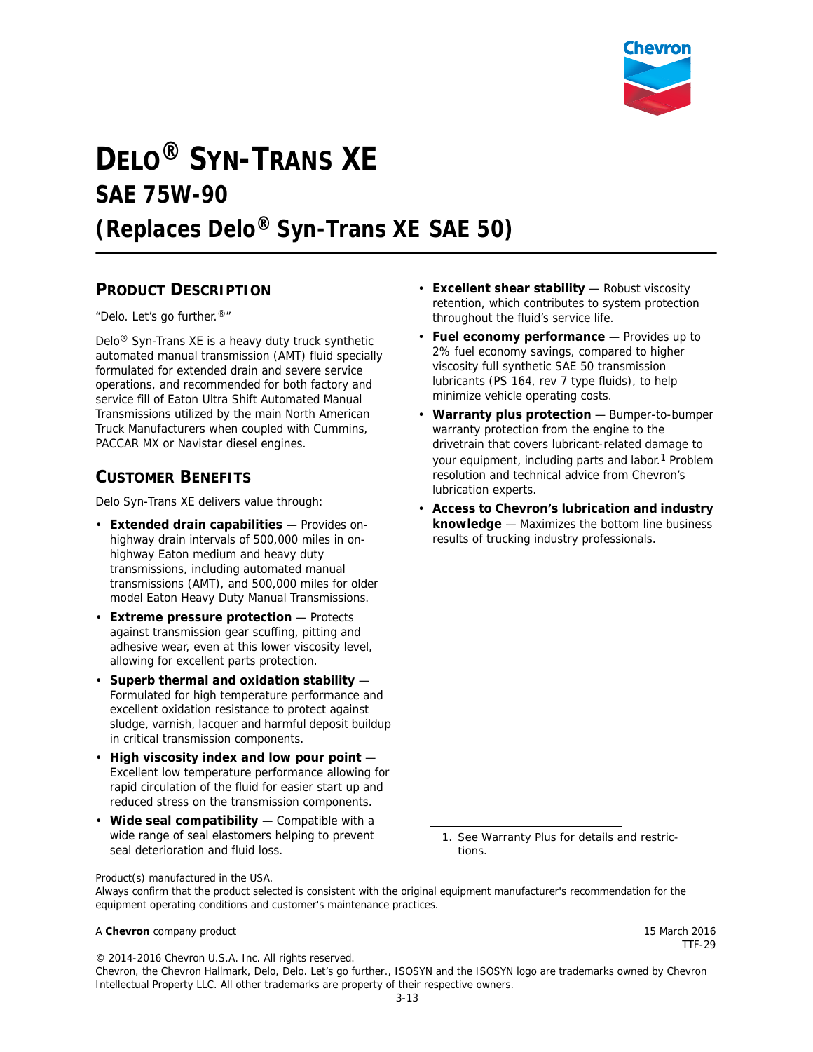Chevron

# DELO® SYN-TRANS XE

## SAE 75W-90

## (Replaces Delo® Syn-Trans XE SAE 50)

### PRODUCT DESCRIPTION

"Delo. Let's go further.®"

Delo® Syn-Trans XE is a heavy duty truck synthetic automated manual transmission (AMT) fluid specially formulated for extended drain and severe service operations, and recommended for both factory and service fill of Eaton Ultra Shift Automated Manual Transmissions utilized by the main North American Truck Manufacturers when coupled with Cummins, PACCAR MX or Navistar diesel engines.

### CUSTOMER BENEFITS

Delo Syn-Trans XE delivers value through:

- **Extended drain capabilities** — Provides on-highway drain intervals of 500,000 miles in on-highway Eaton medium and heavy duty transmissions, including automated manual transmissions (AMT), and 500,000 miles for older model Eaton Heavy Duty Manual Transmissions.
- **Extreme pressure protection** — Protects against transmission gear scuffing, pitting and adhesive wear, even at this lower viscosity level, allowing for excellent parts protection.
- **Superb thermal and oxidation stability** — Formulated for high temperature performance and excellent oxidation resistance to protect against sludge, varnish, lacquer and harmful deposit buildup in critical transmission components.
- **High viscosity index and low pour point** — Excellent low temperature performance allowing for rapid circulation of the fluid for easier start up and reduced stress on the transmission components.
- **Wide seal compatibility** — Compatible with a wide range of seal elastomers helping to prevent seal deterioration and fluid loss.
- **Excellent shear stability** — Robust viscosity retention, which contributes to system protection throughout the fluid's service life.
- **Fuel economy performance** — Provides up to 2% fuel economy savings, compared to higher viscosity full synthetic SAE 50 transmission lubricants (PS 164, rev 7 type fluids), to help minimize vehicle operating costs.
- **Warranty plus protection** — Bumper-to-bumper warranty protection from the engine to the drivetrain that covers lubricant-related damage to your equipment, including parts and labor.[1] Problem resolution and technical advice from Chevron's lubrication experts.
- **Access to Chevron's lubrication and industry knowledge** — Maximizes the bottom line business results of trucking industry professionals.

1. See Warranty Plus for details and restrictions.

Product(s) manufactured in the USA.
Always confirm that the product selected is consistent with the original equipment manufacturer's recommendation for the equipment operating conditions and customer's maintenance practices.

A **Chevron** company product

15 March 2016
TTF-29

© 2014-2016 Chevron U.S.A. Inc. All rights reserved.
Chevron, the Chevron Hallmark, Delo, Delo. Let's go further., ISOSYN and the ISOSYN logo are trademarks owned by Chevron Intellectual Property LLC. All other trademarks are property of their respective owners.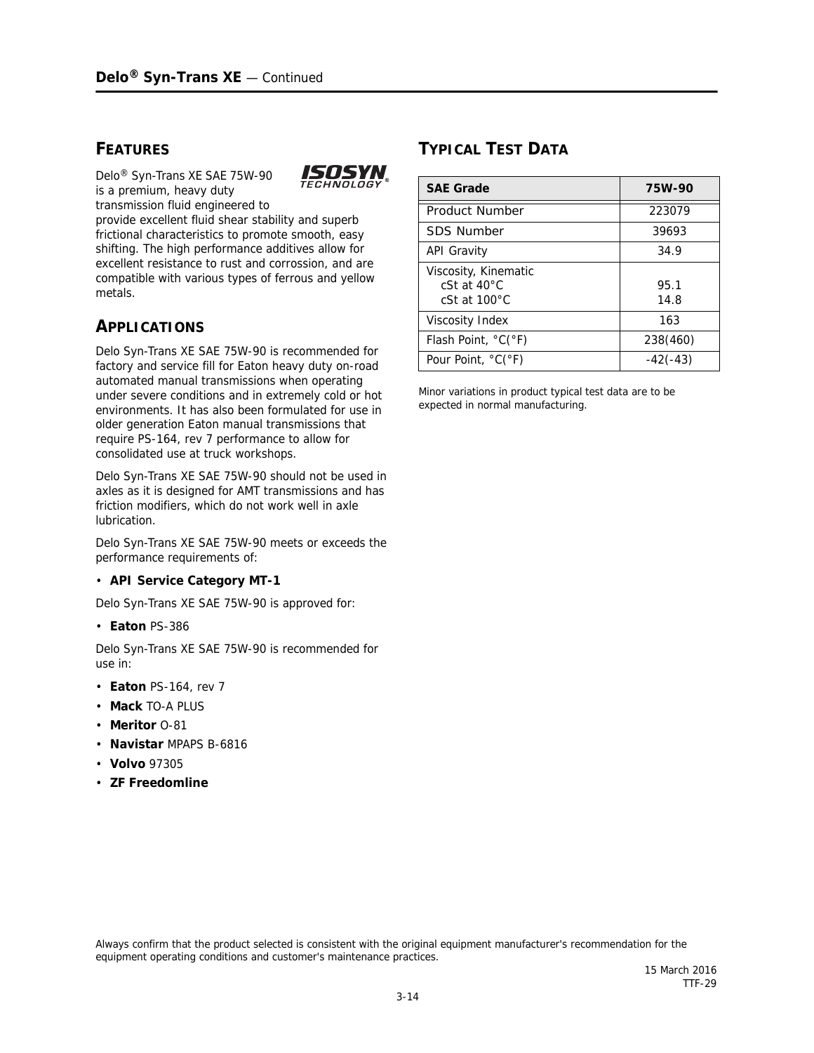## FEATURES

Delo® Syn-Trans XE SAE 75W-90 is a premium, heavy duty transmission fluid engineered to provide excellent fluid shear stability and superb frictional characteristics to promote smooth, easy shifting. The high performance additives allow for excellent resistance to rust and corrossion, and are compatible with various types of ferrous and yellow metals.

## APPLICATIONS

Delo Syn-Trans XE SAE 75W-90 is recommended for factory and service fill for Eaton heavy duty on-road automated manual transmissions when operating under severe conditions and in extremely cold or hot environments. It has also been formulated for use in older generation Eaton manual transmissions that require PS-164, rev 7 performance to allow for consolidated use at truck workshops.

Delo Syn-Trans XE SAE 75W-90 should not be used in axles as it is designed for AMT transmissions and has friction modifiers, which do not work well in axle lubrication.

Delo Syn-Trans XE SAE 75W-90 meets or exceeds the performance requirements of:

- **API Service Category MT-1**

Delo Syn-Trans XE SAE 75W-90 is approved for:

- **Eaton** PS-386

Delo Syn-Trans XE SAE 75W-90 is recommended for use in:

- **Eaton** PS-164, rev 7
- **Mack** TO-A PLUS
- **Meritor** O-81
- **Navistar** MPAPS B-6816
- **Volvo** 97305
- **ZF Freedomline**

## TYPICAL TEST DATA

| SAE Grade | 75W-90 |
|---|---|
| Product Number | 223079 |
| SDS Number | 39693 |
| API Gravity | 34.9 |
| Viscosity, Kinematic<br>cSt at 40°C<br>cSt at 100°C | <br>95.1<br>14.8 |
| Viscosity Index | 163 |
| Flash Point, °C(°F) | 238(460) |
| Pour Point, °C(°F) | -42(-43) |

Minor variations in product typical test data are to be expected in normal manufacturing.

Always confirm that the product selected is consistent with the original equipment manufacturer's recommendation for the equipment operating conditions and customer's maintenance practices.

15 March 2016
TTF-29